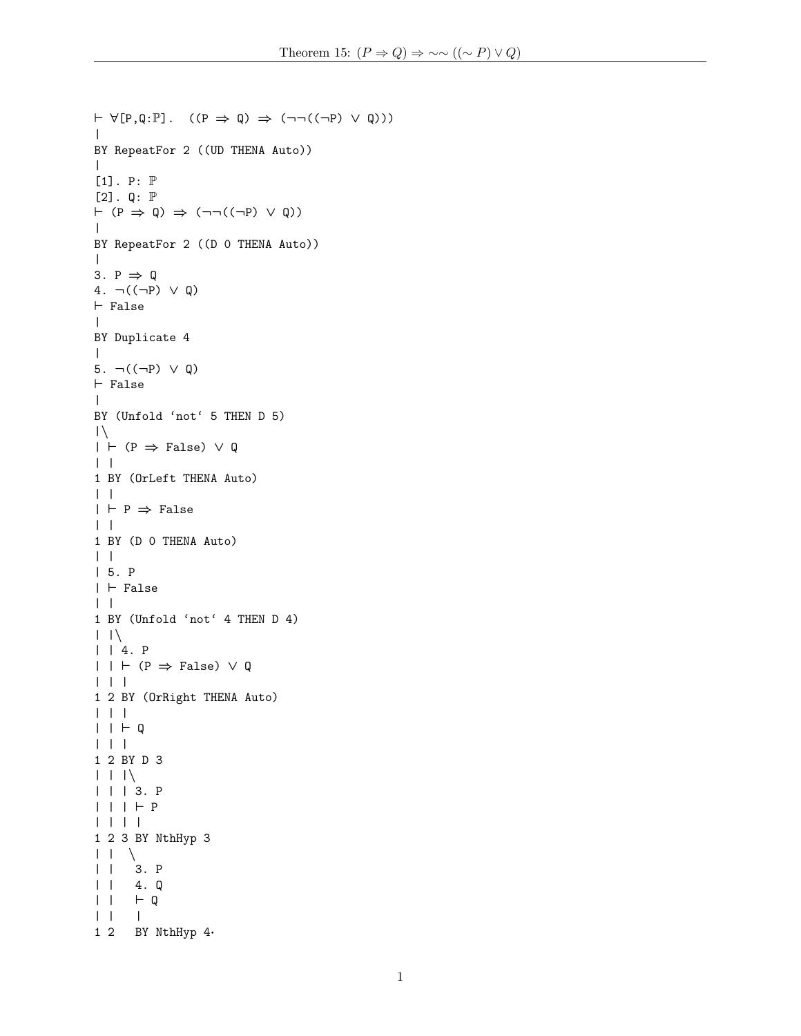```
⊢ ∀[P,Q:ℙ].  ((P ⇒ Q) ⇒ (¬¬((¬P) ∨ Q)))
|
BY RepeatFor 2 ((UD THENA Auto))
|
[1]. P: ℙ
[2]. Q: ℙ
⊢ (P ⇒ Q) ⇒ (¬¬((¬P) ∨ Q))
|
BY RepeatFor 2 ((D 0 THENA Auto))
|
3. P ⇒ Q
4. ¬((¬P) ∨ Q)
⊢ False
|
BY Duplicate 4
|
5. ¬((¬P) ∨ Q)
⊢ False
|
BY (Unfold `not` 5 THEN D 5)
|\
| ⊢ (P ⇒ False) ∨ Q
| |
1 BY (OrLeft THENA Auto)
| |
| ⊢ P ⇒ False
| |
1 BY (D 0 THENA Auto)
| |
| 5. P
| ⊢ False
| |
1 BY (Unfold `not` 4 THEN D 4)
| |\
| | 4. P
| | ⊢ (P ⇒ False) ∨ Q
| | |
1 2 BY (OrRight THENA Auto)
| | |
| | ⊢ Q
| | |
1 2 BY D 3
| | |\
| | | 3. P
| | | ⊢ P
| | | |
1 2 3 BY NthHyp 3
| |  \
| |   3. P
| |   4. Q
| |   ⊢ Q
| |   |
1 2   BY NthHyp 4·
```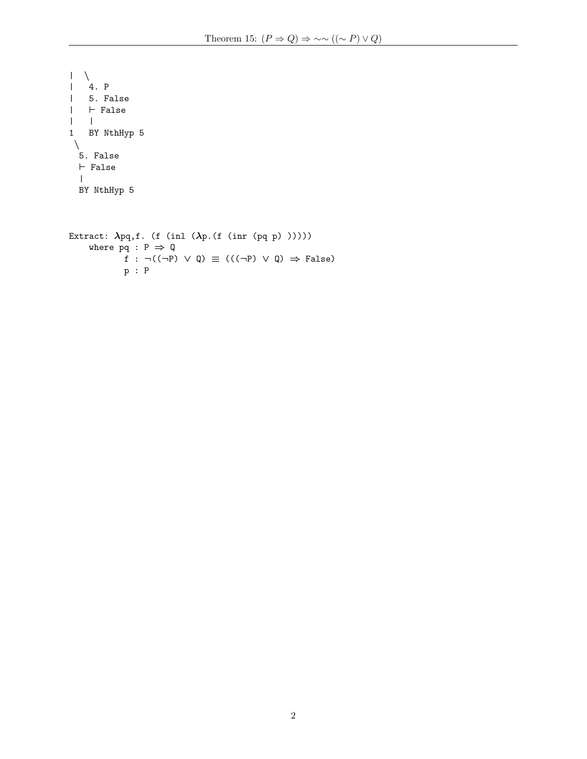```
|  \
|   4. P
|   5. False
|   ⊢ False
|   |
1   BY NthHyp 5
 \
  5. False
  ⊢ False
  |
  BY NthHyp 5
```

```
Extract: λpq,f. (f (inl (λp.(f (inr (pq p) )))))
    where pq : P ⇒ Q
           f : ¬((¬P) ∨ Q) ≡ (((¬P) ∨ Q) ⇒ False)
           p : P
```